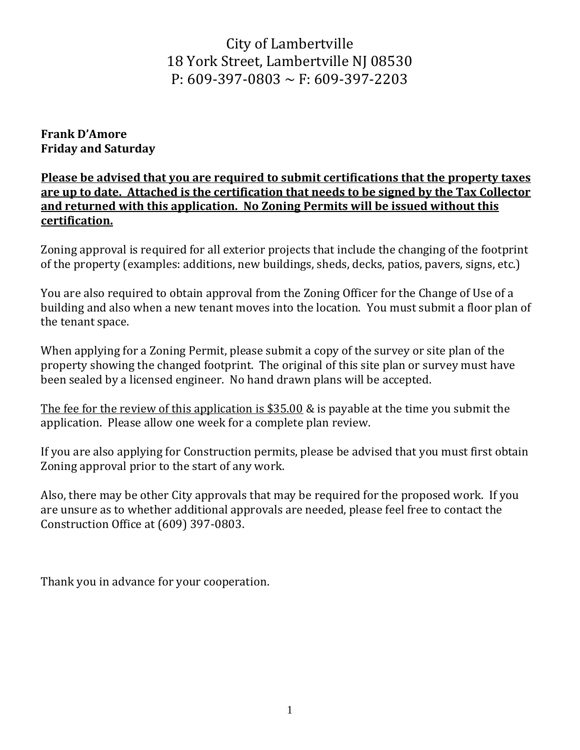City of Lambertville
18 York Street, Lambertville NJ 08530
P: 609-397-0803 ~ F: 609-397-2203

**Frank D'Amore**
**Friday and Saturday**

**<u>Please be advised that you are required to submit certifications that the property taxes are up to date. Attached is the certification that needs to be signed by the Tax Collector and returned with this application. No Zoning Permits will be issued without this certification.</u>**

Zoning approval is required for all exterior projects that include the changing of the footprint of the property (examples: additions, new buildings, sheds, decks, patios, pavers, signs, etc.)

You are also required to obtain approval from the Zoning Officer for the Change of Use of a building and also when a new tenant moves into the location. You must submit a floor plan of the tenant space.

When applying for a Zoning Permit, please submit a copy of the survey or site plan of the property showing the changed footprint. The original of this site plan or survey must have been sealed by a licensed engineer. No hand drawn plans will be accepted.

<u>The fee for the review of this application is $35.00</u> & is payable at the time you submit the application. Please allow one week for a complete plan review.

If you are also applying for Construction permits, please be advised that you must first obtain Zoning approval prior to the start of any work.

Also, there may be other City approvals that may be required for the proposed work. If you are unsure as to whether additional approvals are needed, please feel free to contact the Construction Office at (609) 397-0803.

Thank you in advance for your cooperation.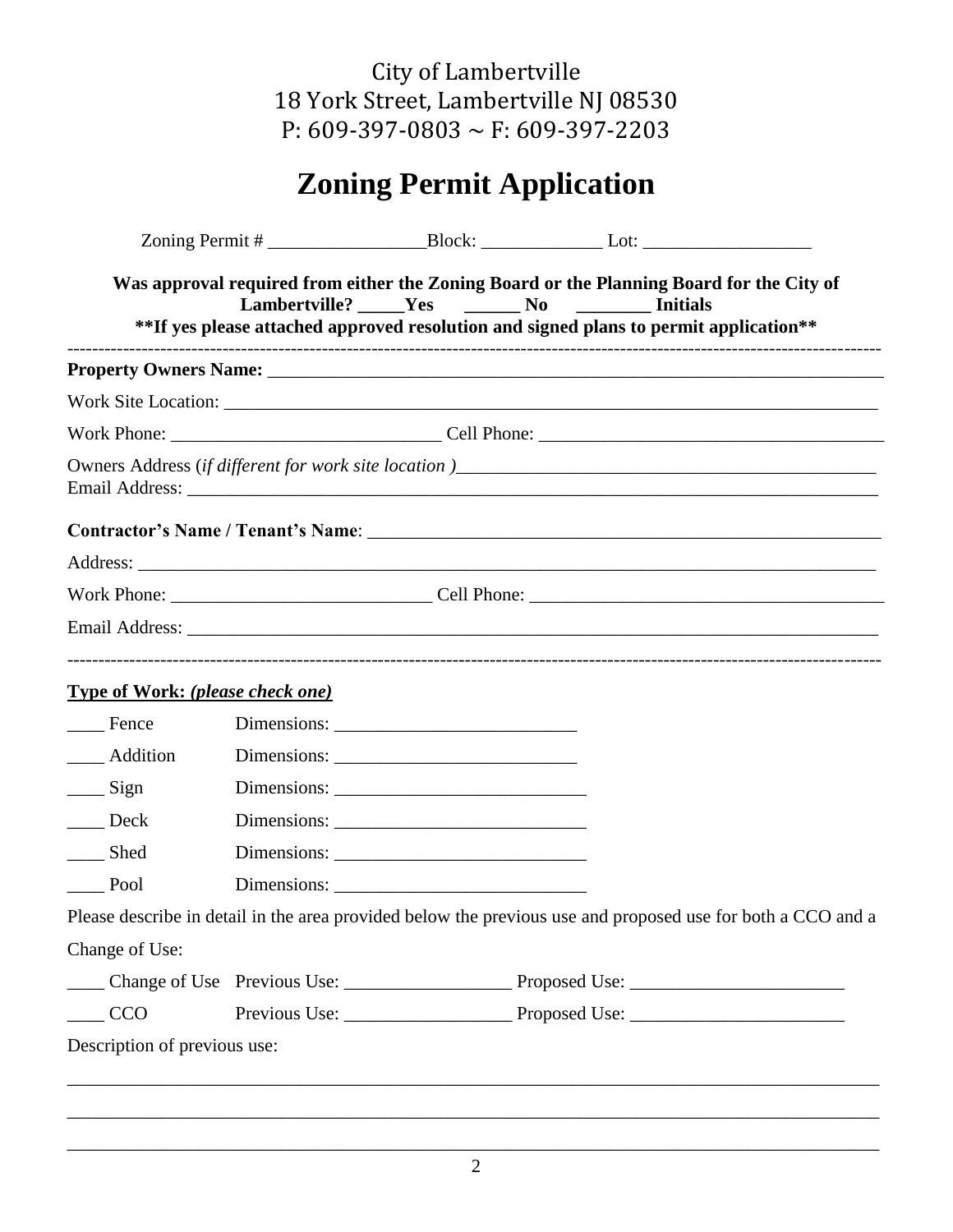City of Lambertville
18 York Street, Lambertville NJ 08530
P: 609-397-0803 ~ F: 609-397-2203

# Zoning Permit Application

Zoning Permit # _________________Block: _____________ Lot: __________________

**Was approval required from either the Zoning Board or the Planning Board for the City of Lambertville? _____Yes ______ No ________ Initials**
**\*\*If yes please attached approved resolution and signed plans to permit application\*\***

---

**Property Owners Name:** ___________________________________________________________________

Work Site Location: ___________________________________________________________________

Work Phone: _____________________________ Cell Phone: _____________________________________

Owners Address (*if different for work site location )*_____________________________________________
Email Address: ___________________________________________________________________________

**Contractor's Name / Tenant's Name**: _______________________________________________________

Address: _________________________________________________________________________________

Work Phone: ____________________________ Cell Phone: ______________________________________

Email Address: ____________________________________________________________________________

---

**Type of Work:** ***(please check one)***

____ Fence Dimensions: __________________________

____ Addition Dimensions: __________________________

____ Sign Dimensions: ___________________________

____ Deck Dimensions: ___________________________

____ Shed Dimensions: ___________________________

____ Pool Dimensions: ___________________________

Please describe in detail in the area provided below the previous use and proposed use for both a CCO and a Change of Use:

____ Change of Use Previous Use: __________________ Proposed Use: _______________________

____ CCO Previous Use: __________________ Proposed Use: _______________________

Description of previous use:

_____________________________________________________________________________________

_____________________________________________________________________________________

_____________________________________________________________________________________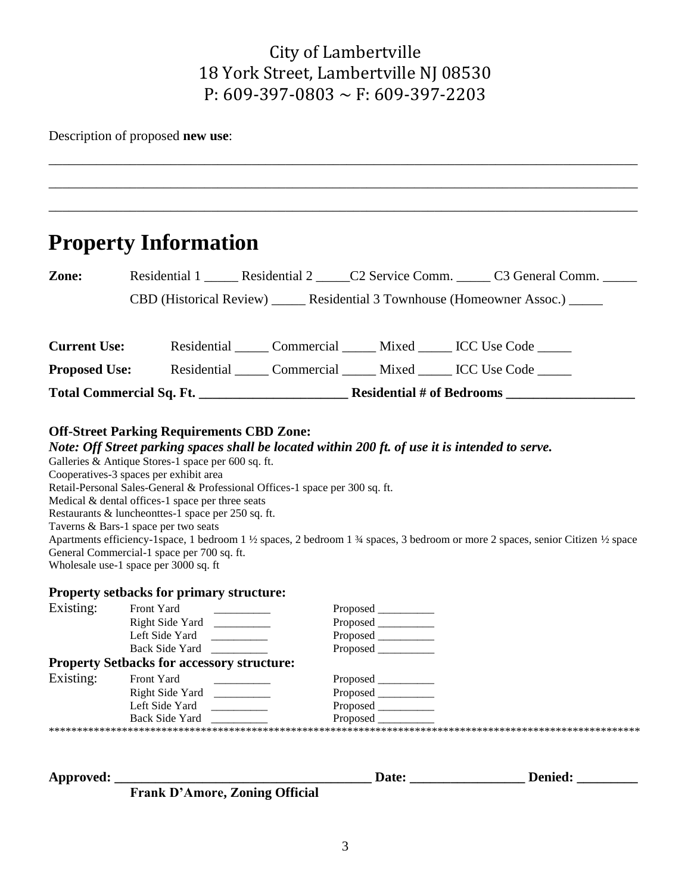City of Lambertville
18 York Street, Lambertville NJ 08530
P: 609-397-0803 ~ F: 609-397-2203

Description of proposed **new use**:

___________________________________________________________________________

___________________________________________________________________________

___________________________________________________________________________

# Property Information

**Zone:** Residential 1 _____ Residential 2 _____C2 Service Comm. _____ C3 General Comm. _____

CBD (Historical Review) _____ Residential 3 Townhouse (Homeowner Assoc.) _____

**Current Use:** Residential _____ Commercial _____ Mixed _____ ICC Use Code _____

**Proposed Use:** Residential _____ Commercial _____ Mixed _____ ICC Use Code _____

**Total Commercial Sq. Ft. ______________________ Residential # of Bedrooms ___________________**

**Off-Street Parking Requirements CBD Zone:**

***Note: Off Street parking spaces shall be located within 200 ft. of use it is intended to serve.***

Galleries & Antique Stores-1 space per 600 sq. ft.
Cooperatives-3 spaces per exhibit area
Retail-Personal Sales-General & Professional Offices-1 space per 300 sq. ft.
Medical & dental offices-1 space per three seats
Restaurants & luncheonttes-1 space per 250 sq. ft.
Taverns & Bars-1 space per two seats
Apartments efficiency-1space, 1 bedroom 1 ½ spaces, 2 bedroom 1 ¾ spaces, 3 bedroom or more 2 spaces, senior Citizen ½ space
General Commercial-1 space per 700 sq. ft.
Wholesale use-1 space per 3000 sq. ft

**Property setbacks for primary structure:**

| | | | |
|---|---|---|---|
| Existing: | Front Yard | __________ | Proposed __________ |
| | Right Side Yard | __________ | Proposed __________ |
| | Left Side Yard | __________ | Proposed __________ |
| | Back Side Yard | __________ | Proposed __________ |

**Property Setbacks for accessory structure:**

| | | | |
|---|---|---|---|
| Existing: | Front Yard | __________ | Proposed __________ |
| | Right Side Yard | __________ | Proposed __________ |
| | Left Side Yard | __________ | Proposed __________ |
| | Back Side Yard | __________ | Proposed __________ |

**************************************************************************************************************

**Approved: _____________________________________ Date: _________________ Denied: _________**

**Frank D'Amore, Zoning Official**